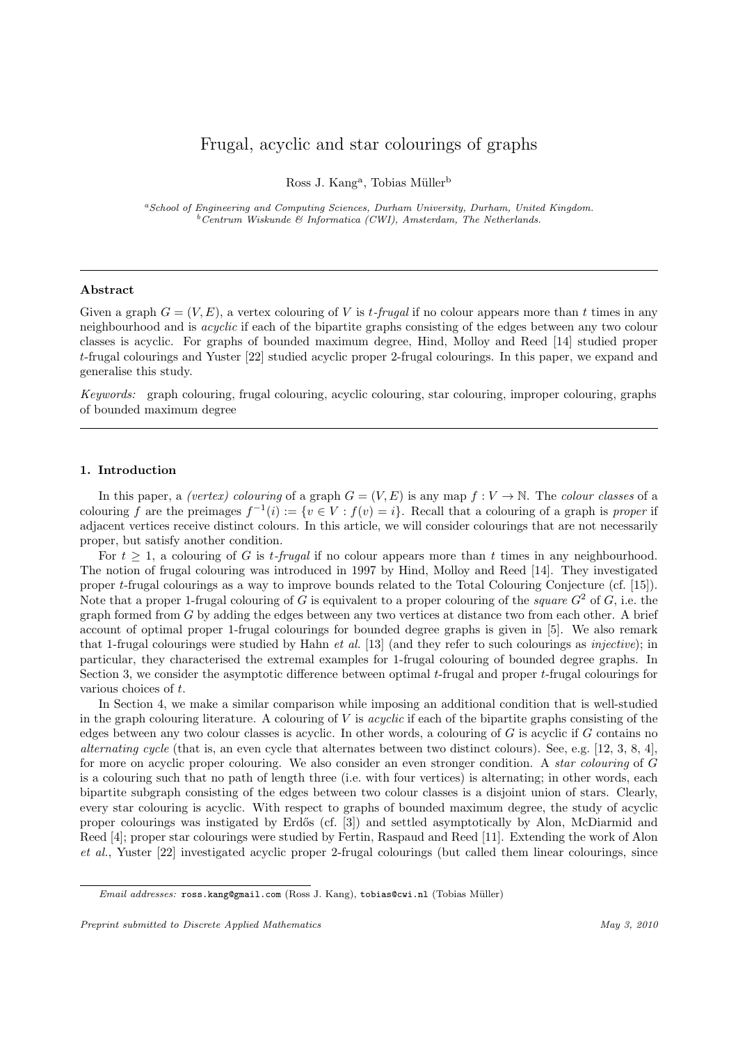# Frugal, acyclic and star colourings of graphs

Ross J. Kang[a], Tobias Müller[b]

[a] *School of Engineering and Computing Sciences, Durham University, Durham, United Kingdom.*
[b] *Centrum Wiskunde & Informatica (CWI), Amsterdam, The Netherlands.*

---

### Abstract

Given a graph $G = (V, E)$, a vertex colouring of $V$ is $t$-*frugal* if no colour appears more than $t$ times in any neighbourhood and is *acyclic* if each of the bipartite graphs consisting of the edges between any two colour classes is acyclic. For graphs of bounded maximum degree, Hind, Molloy and Reed [14] studied proper $t$-frugal colourings and Yuster [22] studied acyclic proper 2-frugal colourings. In this paper, we expand and generalise this study.

*Keywords:* graph colouring, frugal colouring, acyclic colouring, star colouring, improper colouring, graphs of bounded maximum degree

---

## 1. Introduction

In this paper, a *(vertex) colouring* of a graph $G = (V, E)$ is any map $f : V \to \mathbb{N}$. The *colour classes* of a colouring $f$ are the preimages $f^{-1}(i) := \{v \in V : f(v) = i\}$. Recall that a colouring of a graph is *proper* if adjacent vertices receive distinct colours. In this article, we will consider colourings that are not necessarily proper, but satisfy another condition.

For $t \geq 1$, a colouring of $G$ is $t$-*frugal* if no colour appears more than $t$ times in any neighbourhood. The notion of frugal colouring was introduced in 1997 by Hind, Molloy and Reed [14]. They investigated proper $t$-frugal colourings as a way to improve bounds related to the Total Colouring Conjecture (cf. [15]). Note that a proper 1-frugal colouring of $G$ is equivalent to a proper colouring of the *square* $G^2$ of $G$, i.e. the graph formed from $G$ by adding the edges between any two vertices at distance two from each other. A brief account of optimal proper 1-frugal colourings for bounded degree graphs is given in [5]. We also remark that 1-frugal colourings were studied by Hahn *et al.* [13] (and they refer to such colourings as *injective*); in particular, they characterised the extremal examples for 1-frugal colouring of bounded degree graphs. In Section 3, we consider the asymptotic difference between optimal $t$-frugal and proper $t$-frugal colourings for various choices of $t$.

In Section 4, we make a similar comparison while imposing an additional condition that is well-studied in the graph colouring literature. A colouring of $V$ is *acyclic* if each of the bipartite graphs consisting of the edges between any two colour classes is acyclic. In other words, a colouring of $G$ is acyclic if $G$ contains no *alternating cycle* (that is, an even cycle that alternates between two distinct colours). See, e.g. [12, 3, 8, 4], for more on acyclic proper colouring. We also consider an even stronger condition. A *star colouring* of $G$ is a colouring such that no path of length three (i.e. with four vertices) is alternating; in other words, each bipartite subgraph consisting of the edges between two colour classes is a disjoint union of stars. Clearly, every star colouring is acyclic. With respect to graphs of bounded maximum degree, the study of acyclic proper colourings was instigated by Erdős (cf. [3]) and settled asymptotically by Alon, McDiarmid and Reed [4]; proper star colourings were studied by Fertin, Raspaud and Reed [11]. Extending the work of Alon *et al.*, Yuster [22] investigated acyclic proper 2-frugal colourings (but called them linear colourings, since

---

*Email addresses:* ross.kang@gmail.com (Ross J. Kang), tobias@cwi.nl (Tobias Müller)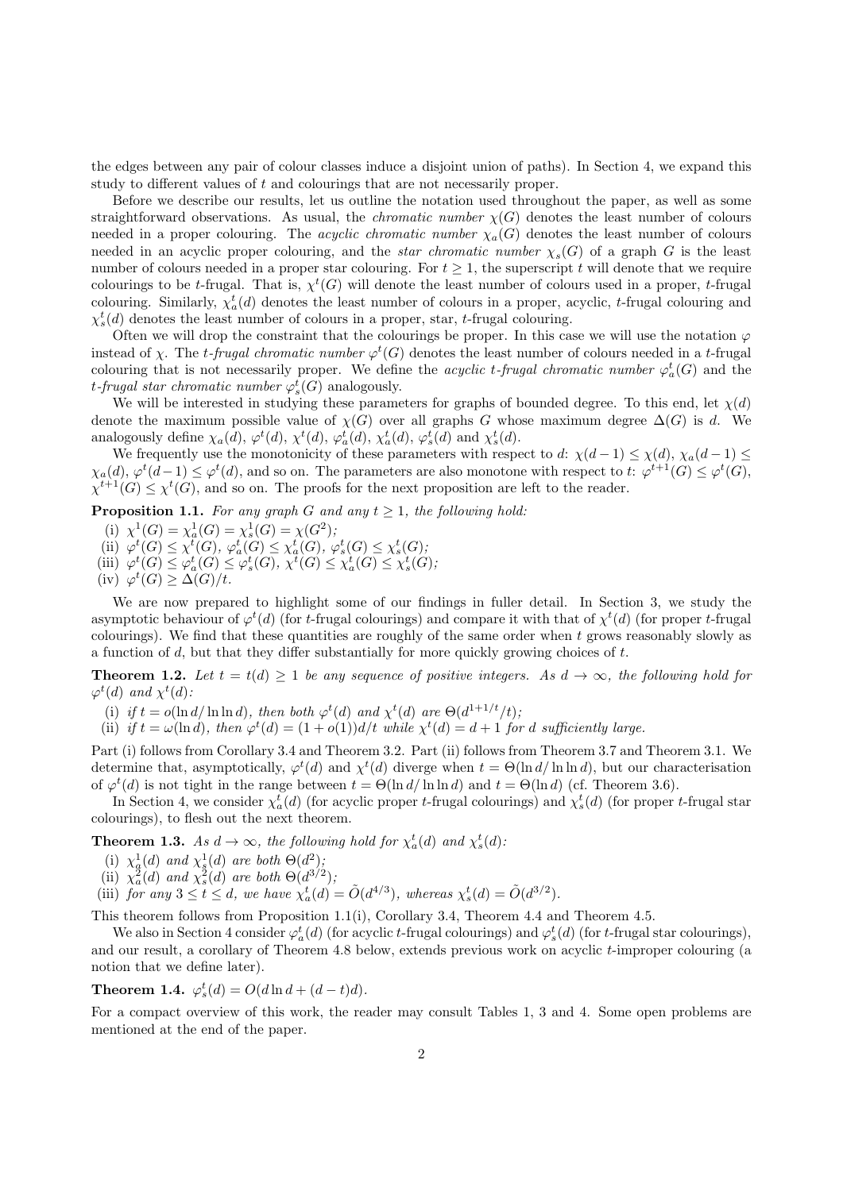the edges between any pair of colour classes induce a disjoint union of paths). In Section 4, we expand this study to different values of $t$ and colourings that are not necessarily proper.

Before we describe our results, let us outline the notation used throughout the paper, as well as some straightforward observations. As usual, the *chromatic number* $\chi(G)$ denotes the least number of colours needed in a proper colouring. The *acyclic chromatic number* $\chi_a(G)$ denotes the least number of colours needed in an acyclic proper colouring, and the *star chromatic number* $\chi_s(G)$ of a graph $G$ is the least number of colours needed in a proper star colouring. For $t \geq 1$, the superscript $t$ will denote that we require colourings to be $t$-frugal. That is, $\chi^t(G)$ will denote the least number of colours used in a proper, $t$-frugal colouring. Similarly, $\chi_a^t(d)$ denotes the least number of colours in a proper, acyclic, $t$-frugal colouring and $\chi_s^t(d)$ denotes the least number of colours in a proper, star, $t$-frugal colouring.

Often we will drop the constraint that the colourings be proper. In this case we will use the notation $\varphi$ instead of $\chi$. The *$t$-frugal chromatic number* $\varphi^t(G)$ denotes the least number of colours needed in a $t$-frugal colouring that is not necessarily proper. We define the *acyclic $t$-frugal chromatic number* $\varphi_a^t(G)$ and the *$t$-frugal star chromatic number* $\varphi_s^t(G)$ analogously.

We will be interested in studying these parameters for graphs of bounded degree. To this end, let $\chi(d)$ denote the maximum possible value of $\chi(G)$ over all graphs $G$ whose maximum degree $\Delta(G)$ is $d$. We analogously define $\chi_a(d)$, $\varphi^t(d)$, $\chi^t(d)$, $\varphi_a^t(d)$, $\chi_a^t(d)$, $\varphi_s^t(d)$ and $\chi_s^t(d)$.

We frequently use the monotonicity of these parameters with respect to $d$: $\chi(d-1) \leq \chi(d)$, $\chi_a(d-1) \leq \chi_a(d)$, $\varphi^t(d-1) \leq \varphi^t(d)$, and so on. The parameters are also monotone with respect to $t$: $\varphi^{t+1}(G) \leq \varphi^t(G)$, $\chi^{t+1}(G) \leq \chi^t(G)$, and so on. The proofs for the next proposition are left to the reader.

**Proposition 1.1.** *For any graph $G$ and any $t \geq 1$, the following hold:*

(i) $\chi^1(G) = \chi_a^1(G) = \chi_s^1(G) = \chi(G^2)$;
(ii) $\varphi^t(G) \leq \chi^t(G)$, $\varphi_a^t(G) \leq \chi_a^t(G)$, $\varphi_s^t(G) \leq \chi_s^t(G)$;
(iii) $\varphi^t(G) \leq \varphi_a^t(G) \leq \varphi_s^t(G)$, $\chi^t(G) \leq \chi_a^t(G) \leq \chi_s^t(G)$;
(iv) $\varphi^t(G) \geq \Delta(G)/t$.

We are now prepared to highlight some of our findings in fuller detail. In Section 3, we study the asymptotic behaviour of $\varphi^t(d)$ (for $t$-frugal colourings) and compare it with that of $\chi^t(d)$ (for proper $t$-frugal colourings). We find that these quantities are roughly of the same order when $t$ grows reasonably slowly as a function of $d$, but that they differ substantially for more quickly growing choices of $t$.

**Theorem 1.2.** *Let $t = t(d) \geq 1$ be any sequence of positive integers. As $d \to \infty$, the following hold for $\varphi^t(d)$ and $\chi^t(d)$:*

(i) *if $t = o(\ln d/\ln\ln d)$, then both $\varphi^t(d)$ and $\chi^t(d)$ are $\Theta(d^{1+1/t}/t)$;*
(ii) *if $t = \omega(\ln d)$, then $\varphi^t(d) = (1 + o(1))d/t$ while $\chi^t(d) = d + 1$ for $d$ sufficiently large.*

Part (i) follows from Corollary 3.4 and Theorem 3.2. Part (ii) follows from Theorem 3.7 and Theorem 3.1. We determine that, asymptotically, $\varphi^t(d)$ and $\chi^t(d)$ diverge when $t = \Theta(\ln d/\ln\ln d)$, but our characterisation of $\varphi^t(d)$ is not tight in the range between $t = \Theta(\ln d/\ln\ln d)$ and $t = \Theta(\ln d)$ (cf. Theorem 3.6).

In Section 4, we consider $\chi_a^t(d)$ (for acyclic proper $t$-frugal colourings) and $\chi_s^t(d)$ (for proper $t$-frugal star colourings), to flesh out the next theorem.

**Theorem 1.3.** *As $d \to \infty$, the following hold for $\chi_a^t(d)$ and $\chi_s^t(d)$:*

(i) *$\chi_a^1(d)$ and $\chi_s^1(d)$ are both $\Theta(d^2)$;*
(ii) *$\chi_a^2(d)$ and $\chi_s^2(d)$ are both $\Theta(d^{3/2})$;*
(iii) *for any $3 \leq t \leq d$, we have $\chi_a^t(d) = \tilde{O}(d^{4/3})$, whereas $\chi_s^t(d) = \tilde{O}(d^{3/2})$.*

This theorem follows from Proposition 1.1(i), Corollary 3.4, Theorem 4.4 and Theorem 4.5.

We also in Section 4 consider $\varphi_a^t(d)$ (for acyclic $t$-frugal colourings) and $\varphi_s^t(d)$ (for $t$-frugal star colourings), and our result, a corollary of Theorem 4.8 below, extends previous work on acyclic $t$-improper colouring (a notion that we define later).

**Theorem 1.4.** $\varphi_s^t(d) = O(d\ln d + (d - t)d)$.

For a compact overview of this work, the reader may consult Tables 1, 3 and 4. Some open problems are mentioned at the end of the paper.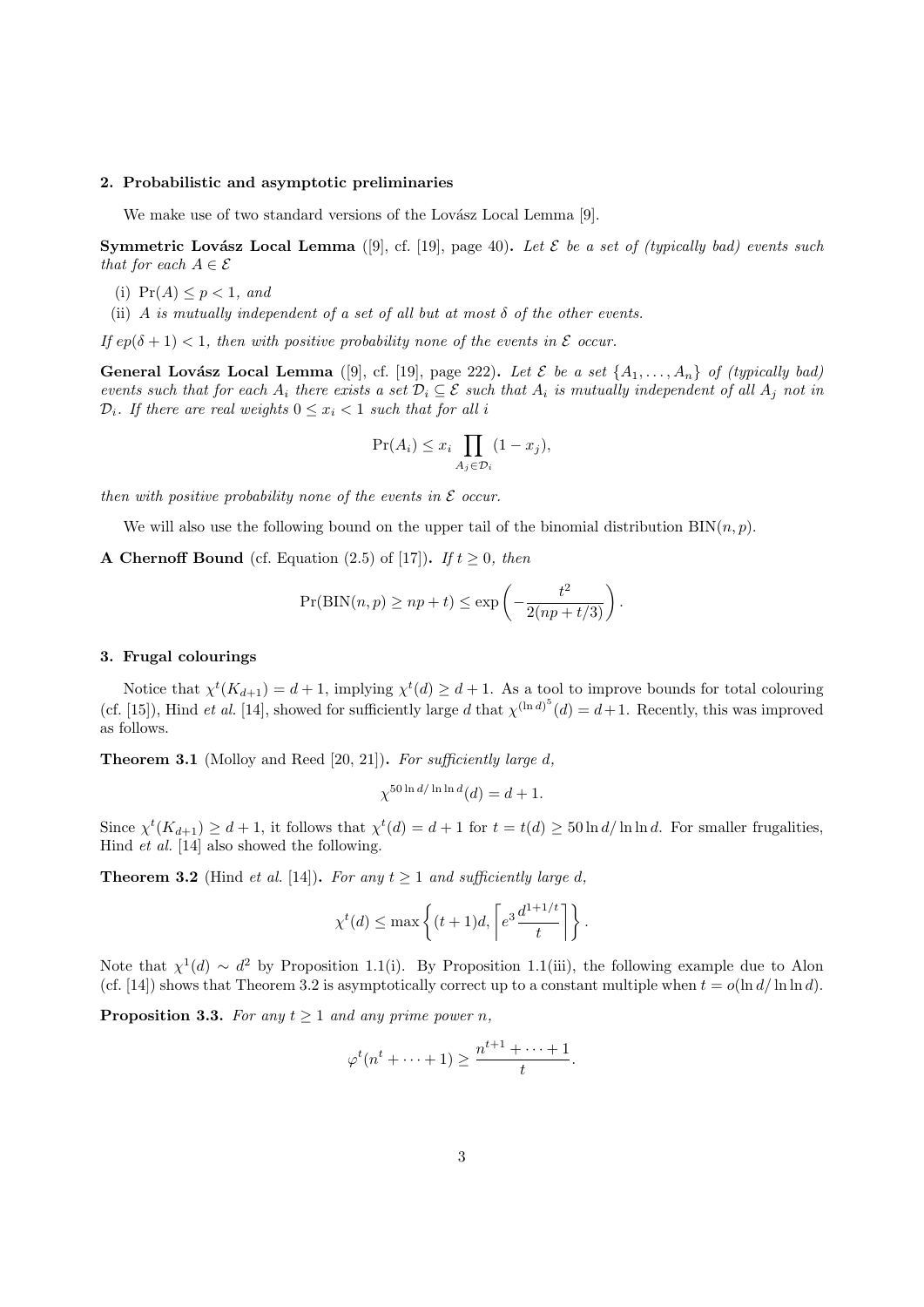## 2. Probabilistic and asymptotic preliminaries

We make use of two standard versions of the Lovász Local Lemma [9].

**Symmetric Lovász Local Lemma** ([9], cf. [19], page 40)**.** *Let $\mathcal{E}$ be a set of (typically bad) events such that for each $A \in \mathcal{E}$*

(i) *$\Pr(A) \le p < 1$, and*

(ii) *$A$ is mutually independent of a set of all but at most $\delta$ of the other events.*

*If $ep(\delta + 1) < 1$, then with positive probability none of the events in $\mathcal{E}$ occur.*

**General Lovász Local Lemma** ([9], cf. [19], page 222)**.** *Let $\mathcal{E}$ be a set $\{A_1, \dots, A_n\}$ of (typically bad) events such that for each $A_i$ there exists a set $\mathcal{D}_i \subseteq \mathcal{E}$ such that $A_i$ is mutually independent of all $A_j$ not in $\mathcal{D}_i$. If there are real weights $0 \le x_i < 1$ such that for all $i$*

$$\Pr(A_i) \le x_i \prod_{A_j \in \mathcal{D}_i} (1 - x_j),$$

*then with positive probability none of the events in $\mathcal{E}$ occur.*

We will also use the following bound on the upper tail of the binomial distribution $\mathrm{BIN}(n, p)$.

**A Chernoff Bound** (cf. Equation (2.5) of [17])**.** *If $t \ge 0$, then*

$$\Pr(\mathrm{BIN}(n, p) \ge np + t) \le \exp\left(-\frac{t^2}{2(np + t/3)}\right).$$

## 3. Frugal colourings

Notice that $\chi^t(K_{d+1}) = d + 1$, implying $\chi^t(d) \ge d + 1$. As a tool to improve bounds for total colouring (cf. [15]), Hind *et al.* [14], showed for sufficiently large $d$ that $\chi^{(\ln d)^5}(d) = d + 1$. Recently, this was improved as follows.

**Theorem 3.1** (Molloy and Reed [20, 21])**.** *For sufficiently large $d$,*

$$\chi^{50 \ln d / \ln \ln d}(d) = d + 1.$$

Since $\chi^t(K_{d+1}) \ge d + 1$, it follows that $\chi^t(d) = d + 1$ for $t = t(d) \ge 50 \ln d / \ln \ln d$. For smaller frugalities, Hind *et al.* [14] also showed the following.

**Theorem 3.2** (Hind *et al.* [14])**.** *For any $t \ge 1$ and sufficiently large $d$,*

$$\chi^t(d) \le \max\left\{(t + 1)d, \left\lceil e^3 \frac{d^{1+1/t}}{t} \right\rceil\right\}.$$

Note that $\chi^1(d) \sim d^2$ by Proposition 1.1(i). By Proposition 1.1(iii), the following example due to Alon (cf. [14]) shows that Theorem 3.2 is asymptotically correct up to a constant multiple when $t = o(\ln d / \ln \ln d)$.

**Proposition 3.3.** *For any $t \ge 1$ and any prime power $n$,*

$$\varphi^t(n^t + \cdots + 1) \ge \frac{n^{t+1} + \cdots + 1}{t}.$$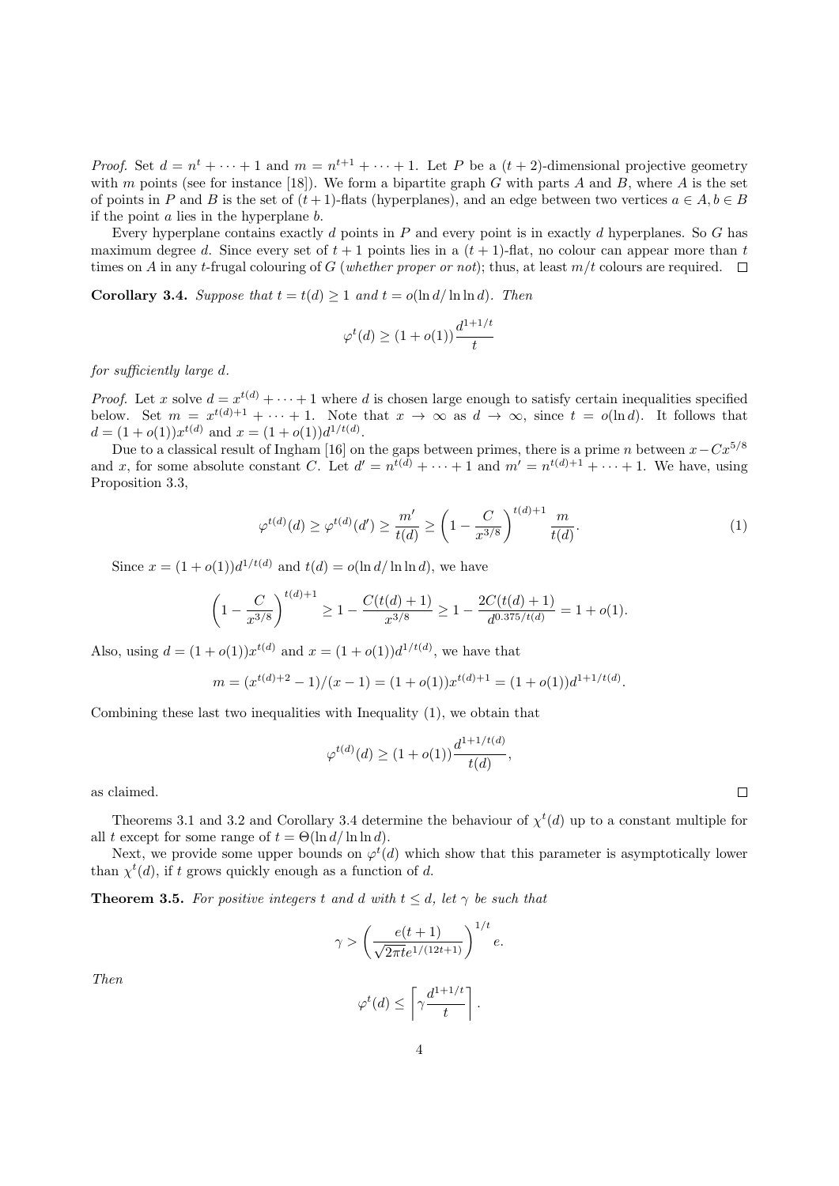*Proof.* Set $d = n^t + \cdots + 1$ and $m = n^{t+1} + \cdots + 1$. Let $P$ be a $(t+2)$-dimensional projective geometry with $m$ points (see for instance [18]). We form a bipartite graph $G$ with parts $A$ and $B$, where $A$ is the set of points in $P$ and $B$ is the set of $(t+1)$-flats (hyperplanes), and an edge between two vertices $a \in A, b \in B$ if the point $a$ lies in the hyperplane $b$.

Every hyperplane contains exactly $d$ points in $P$ and every point is in exactly $d$ hyperplanes. So $G$ has maximum degree $d$. Since every set of $t+1$ points lies in a $(t+1)$-flat, no colour can appear more than $t$ times on $A$ in any $t$-frugal colouring of $G$ (*whether proper or not*); thus, at least $m/t$ colours are required. $\square$

**Corollary 3.4.** *Suppose that $t = t(d) \geq 1$ and $t = o(\ln d / \ln \ln d)$. Then*

$$\varphi^t(d) \geq (1 + o(1)) \frac{d^{1+1/t}}{t}$$

*for sufficiently large $d$.*

*Proof.* Let $x$ solve $d = x^{t(d)} + \cdots + 1$ where $d$ is chosen large enough to satisfy certain inequalities specified below. Set $m = x^{t(d)+1} + \cdots + 1$. Note that $x \to \infty$ as $d \to \infty$, since $t = o(\ln d)$. It follows that $d = (1 + o(1))x^{t(d)}$ and $x = (1 + o(1))d^{1/t(d)}$.

Due to a classical result of Ingham [16] on the gaps between primes, there is a prime $n$ between $x - Cx^{5/8}$ and $x$, for some absolute constant $C$. Let $d' = n^{t(d)} + \cdots + 1$ and $m' = n^{t(d)+1} + \cdots + 1$. We have, using Proposition 3.3,

$$\varphi^{t(d)}(d) \geq \varphi^{t(d)}(d') \geq \frac{m'}{t(d)} \geq \left(1 - \frac{C}{x^{3/8}}\right)^{t(d)+1} \frac{m}{t(d)}. \tag{1}$$

Since $x = (1 + o(1))d^{1/t(d)}$ and $t(d) = o(\ln d / \ln \ln d)$, we have

$$\left(1 - \frac{C}{x^{3/8}}\right)^{t(d)+1} \geq 1 - \frac{C(t(d)+1)}{x^{3/8}} \geq 1 - \frac{2C(t(d)+1)}{d^{0.375/t(d)}} = 1 + o(1).$$

Also, using $d = (1 + o(1))x^{t(d)}$ and $x = (1 + o(1))d^{1/t(d)}$, we have that

$$m = (x^{t(d)+2} - 1)/(x - 1) = (1 + o(1))x^{t(d)+1} = (1 + o(1))d^{1+1/t(d)}.$$

Combining these last two inequalities with Inequality (1), we obtain that

$$\varphi^{t(d)}(d) \geq (1 + o(1)) \frac{d^{1+1/t(d)}}{t(d)},$$

as claimed. $\square$

Theorems 3.1 and 3.2 and Corollary 3.4 determine the behaviour of $\chi^t(d)$ up to a constant multiple for all $t$ except for some range of $t = \Theta(\ln d / \ln \ln d)$.

Next, we provide some upper bounds on $\varphi^t(d)$ which show that this parameter is asymptotically lower than $\chi^t(d)$, if $t$ grows quickly enough as a function of $d$.

**Theorem 3.5.** *For positive integers $t$ and $d$ with $t \leq d$, let $\gamma$ be such that*

$$\gamma > \left(\frac{e(t+1)}{\sqrt{2\pi t} e^{1/(12t+1)}}\right)^{1/t} e.$$

*Then*

$$\varphi^t(d) \leq \left\lceil \gamma \frac{d^{1+1/t}}{t} \right\rceil.$$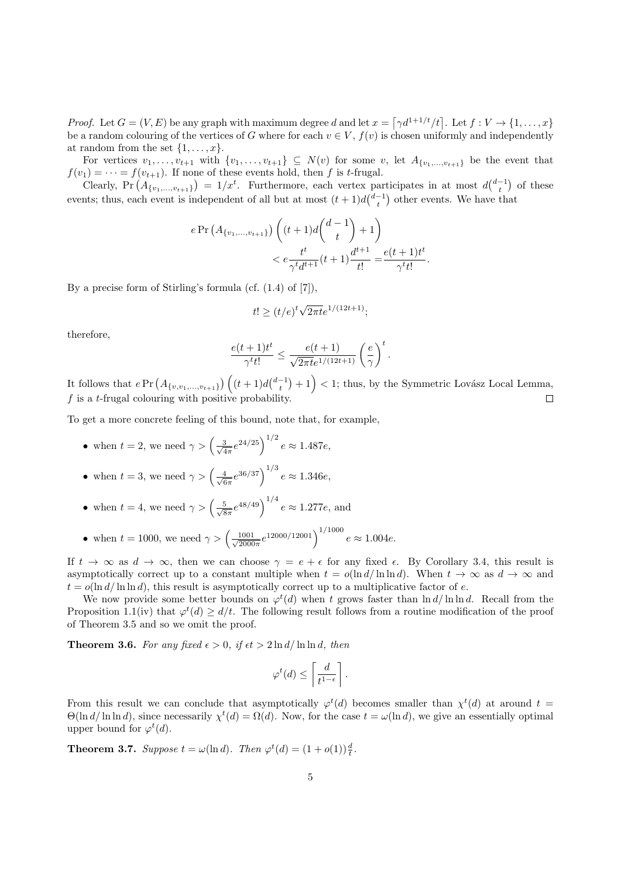*Proof.* Let $G = (V, E)$ be any graph with maximum degree $d$ and let $x = \lceil \gamma d^{1+1/t}/t \rceil$. Let $f : V \to \{1, \ldots, x\}$ be a random colouring of the vertices of $G$ where for each $v \in V$, $f(v)$ is chosen uniformly and independently at random from the set $\{1, \ldots, x\}$.

For vertices $v_1, \ldots, v_{t+1}$ with $\{v_1, \ldots, v_{t+1}\} \subseteq N(v)$ for some $v$, let $A_{\{v_1,\ldots,v_{t+1}\}}$ be the event that $f(v_1) = \cdots = f(v_{t+1})$. If none of these events hold, then $f$ is $t$-frugal.

Clearly, $\Pr\left(A_{\{v_1,\ldots,v_{t+1}\}}\right) = 1/x^t$. Furthermore, each vertex participates in at most $d\binom{d-1}{t}$ of these events; thus, each event is independent of all but at most $(t+1)d\binom{d-1}{t}$ other events. We have that

$$e \Pr\left(A_{\{v_1,\ldots,v_{t+1}\}}\right) \left((t+1)d\binom{d-1}{t} + 1\right)$$
$$< e\frac{t^t}{\gamma^t d^{t+1}}(t+1)\frac{d^{t+1}}{t!} = \frac{e(t+1)t^t}{\gamma^t t!}.$$

By a precise form of Stirling's formula (cf. (1.4) of [7]),

$$t! \geq (t/e)^t \sqrt{2\pi t} e^{1/(12t+1)};$$

therefore,

$$\frac{e(t+1)t^t}{\gamma^t t!} \leq \frac{e(t+1)}{\sqrt{2\pi t} e^{1/(12t+1)}} \left(\frac{e}{\gamma}\right)^t.$$

It follows that $e \Pr\left(A_{\{v,v_1,\ldots,v_{t+1}\}}\right)\left((t+1)d\binom{d-1}{t} + 1\right) < 1$; thus, by the Symmetric Lovász Local Lemma, $f$ is a $t$-frugal colouring with positive probability. $\square$

To get a more concrete feeling of this bound, note that, for example,

- when $t = 2$, we need $\gamma > \left(\frac{3}{\sqrt{4\pi}} e^{24/25}\right)^{1/2} e \approx 1.487e$,
- when $t = 3$, we need $\gamma > \left(\frac{4}{\sqrt{6\pi}} e^{36/37}\right)^{1/3} e \approx 1.346e$,
- when $t = 4$, we need $\gamma > \left(\frac{5}{\sqrt{8\pi}} e^{48/49}\right)^{1/4} e \approx 1.277e$, and
- when $t = 1000$, we need $\gamma > \left(\frac{1001}{\sqrt{2000\pi}} e^{12000/12001}\right)^{1/1000} e \approx 1.004e$.

If $t \to \infty$ as $d \to \infty$, then we can choose $\gamma = e + \epsilon$ for any fixed $\epsilon$. By Corollary 3.4, this result is asymptotically correct up to a constant multiple when $t = o(\ln d/\ln\ln d)$. When $t \to \infty$ as $d \to \infty$ and $t = o(\ln d/\ln\ln d)$, this result is asymptotically correct up to a multiplicative factor of $e$.

We now provide some better bounds on $\varphi^t(d)$ when $t$ grows faster than $\ln d/\ln\ln d$. Recall from the Proposition 1.1(iv) that $\varphi^t(d) \geq d/t$. The following result follows from a routine modification of the proof of Theorem 3.5 and so we omit the proof.

**Theorem 3.6.** *For any fixed $\epsilon > 0$, if $\epsilon t > 2\ln d/\ln\ln d$, then*

$$\varphi^t(d) \leq \left\lceil \frac{d}{t^{1-\epsilon}} \right\rceil.$$

From this result we can conclude that asymptotically $\varphi^t(d)$ becomes smaller than $\chi^t(d)$ at around $t = \Theta(\ln d/\ln\ln d)$, since necessarily $\chi^t(d) = \Omega(d)$. Now, for the case $t = \omega(\ln d)$, we give an essentially optimal upper bound for $\varphi^t(d)$.

**Theorem 3.7.** *Suppose $t = \omega(\ln d)$. Then $\varphi^t(d) = (1 + o(1))\frac{d}{t}$.*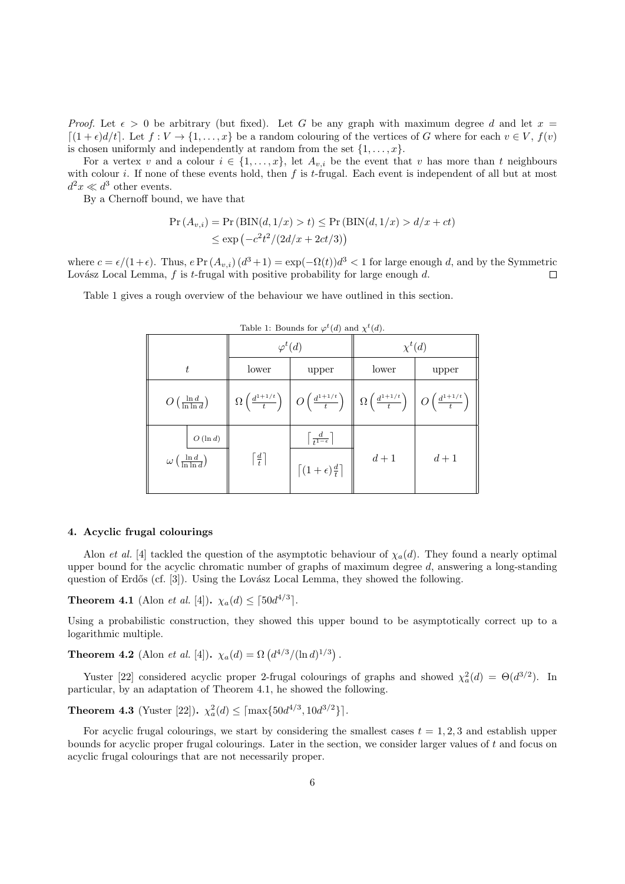*Proof.* Let $\epsilon > 0$ be arbitrary (but fixed). Let $G$ be any graph with maximum degree $d$ and let $x = \lceil (1+\epsilon)d/t \rceil$. Let $f : V \to \{1, \ldots, x\}$ be a random colouring of the vertices of $G$ where for each $v \in V$, $f(v)$ is chosen uniformly and independently at random from the set $\{1, \ldots, x\}$.

For a vertex $v$ and a colour $i \in \{1, \ldots, x\}$, let $A_{v,i}$ be the event that $v$ has more than $t$ neighbours with colour $i$. If none of these events hold, then $f$ is $t$-frugal. Each event is independent of all but at most $d^2 x \ll d^3$ other events.

By a Chernoff bound, we have that

$$\begin{aligned}\Pr(A_{v,i}) = \Pr(\mathrm{BIN}(d, 1/x) > t) &\le \Pr(\mathrm{BIN}(d, 1/x) > d/x + ct)\\ &\le \exp\left(-c^2 t^2/(2d/x + 2ct/3)\right)\end{aligned}$$

where $c = \epsilon/(1+\epsilon)$. Thus, $e \Pr(A_{v,i})(d^3+1) = \exp(-\Omega(t))d^3 < 1$ for large enough $d$, and by the Symmetric Lovász Local Lemma, $f$ is $t$-frugal with positive probability for large enough $d$. □

Table 1 gives a rough overview of the behaviour we have outlined in this section.

Table 1: Bounds for $\varphi^t(d)$ and $\chi^t(d)$.

| $t$ | | $\varphi^t(d)$ lower | $\varphi^t(d)$ upper | $\chi^t(d)$ lower | $\chi^t(d)$ upper |
|---|---|---|---|---|---|
| $O\left(\frac{\ln d}{\ln\ln d}\right)$ | | $\Omega\left(\frac{d^{1+1/t}}{t}\right)$ | $O\left(\frac{d^{1+1/t}}{t}\right)$ | $\Omega\left(\frac{d^{1+1/t}}{t}\right)$ | $O\left(\frac{d^{1+1/t}}{t}\right)$ |
| $\omega\left(\frac{\ln d}{\ln\ln d}\right)$ | $O(\ln d)$ | $\left\lceil \frac{d}{t} \right\rceil$ | $\left\lceil \frac{d}{t^{1-\epsilon}} \right\rceil$ | $d+1$ | $d+1$ |
| | | | $\left\lceil (1+\epsilon)\frac{d}{t} \right\rceil$ | | |

## 4. Acyclic frugal colourings

Alon *et al.* [4] tackled the question of the asymptotic behaviour of $\chi_a(d)$. They found a nearly optimal upper bound for the acyclic chromatic number of graphs of maximum degree $d$, answering a long-standing question of Erdős (cf. [3]). Using the Lovász Local Lemma, they showed the following.

**Theorem 4.1** (Alon *et al.* [4]). $\chi_a(d) \le \lceil 50 d^{4/3} \rceil$.

Using a probabilistic construction, they showed this upper bound to be asymptotically correct up to a logarithmic multiple.

**Theorem 4.2** (Alon *et al.* [4]). $\chi_a(d) = \Omega\left(d^{4/3}/(\ln d)^{1/3}\right)$.

Yuster [22] considered acyclic proper 2-frugal colourings of graphs and showed $\chi_a^2(d) = \Theta(d^{3/2})$. In particular, by an adaptation of Theorem 4.1, he showed the following.

**Theorem 4.3** (Yuster [22]). $\chi_a^2(d) \le \lceil \max\{50 d^{4/3}, 10 d^{3/2}\} \rceil$.

For acyclic frugal colourings, we start by considering the smallest cases $t = 1, 2, 3$ and establish upper bounds for acyclic proper frugal colourings. Later in the section, we consider larger values of $t$ and focus on acyclic frugal colourings that are not necessarily proper.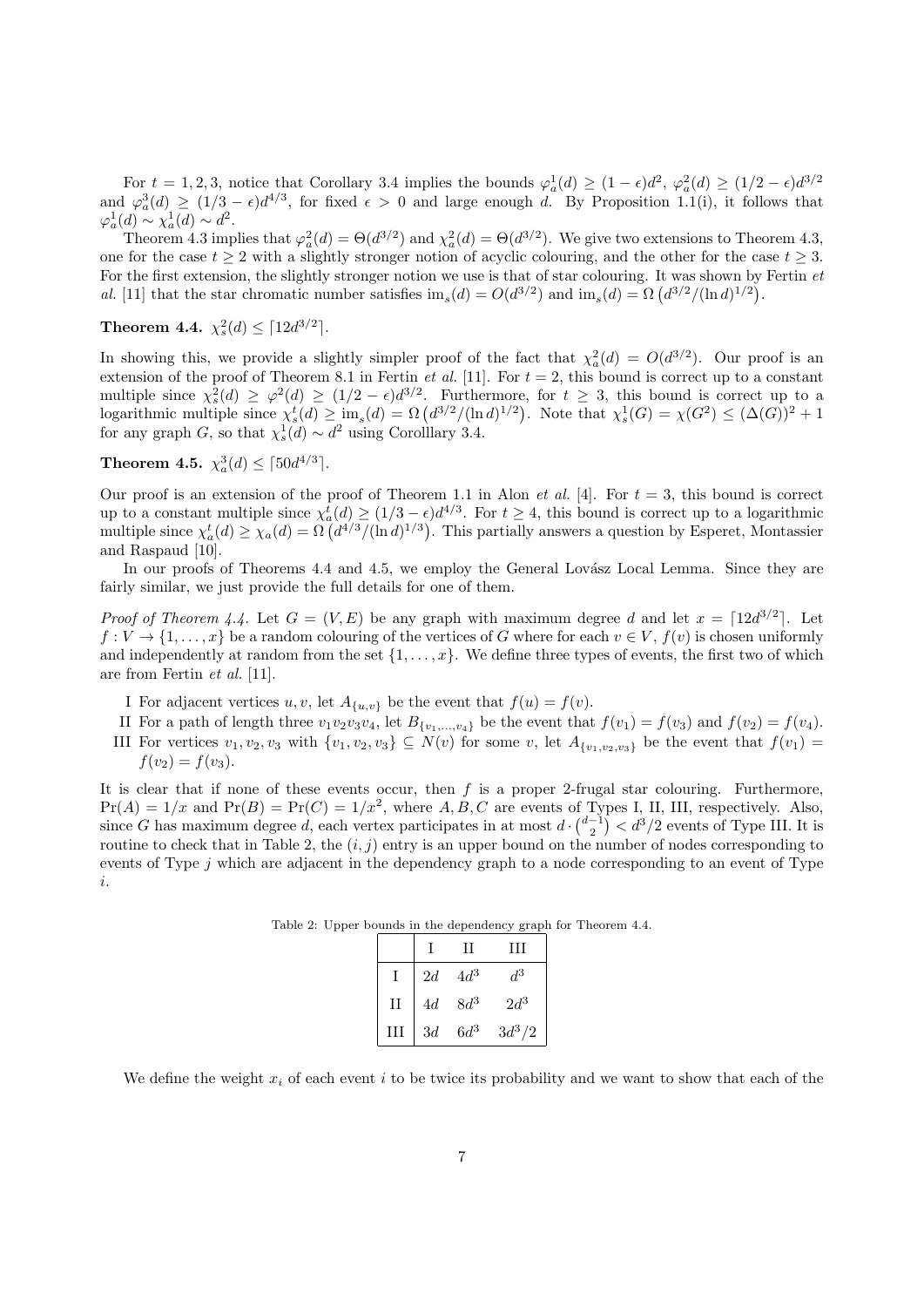For $t = 1, 2, 3$, notice that Corollary 3.4 implies the bounds $\varphi_a^1(d) \geq (1-\epsilon)d^2$, $\varphi_a^2(d) \geq (1/2-\epsilon)d^{3/2}$ and $\varphi_a^3(d) \geq (1/3-\epsilon)d^{4/3}$, for fixed $\epsilon > 0$ and large enough $d$. By Proposition 1.1(i), it follows that $\varphi_a^1(d) \sim \chi_a^1(d) \sim d^2$.

Theorem 4.3 implies that $\varphi_a^2(d) = \Theta(d^{3/2})$ and $\chi_a^2(d) = \Theta(d^{3/2})$. We give two extensions to Theorem 4.3, one for the case $t \geq 2$ with a slightly stronger notion of acyclic colouring, and the other for the case $t \geq 3$. For the first extension, the slightly stronger notion we use is that of star colouring. It was shown by Fertin *et al.* [11] that the star chromatic number satisfies $\mathrm{im}_s(d) = O(d^{3/2})$ and $\mathrm{im}_s(d) = \Omega\left(d^{3/2}/(\ln d)^{1/2}\right)$.

**Theorem 4.4.** $\chi_s^2(d) \leq \lceil 12d^{3/2} \rceil$.

In showing this, we provide a slightly simpler proof of the fact that $\chi_a^2(d) = O(d^{3/2})$. Our proof is an extension of the proof of Theorem 8.1 in Fertin *et al.* [11]. For $t = 2$, this bound is correct up to a constant multiple since $\chi_s^2(d) \geq \varphi^2(d) \geq (1/2-\epsilon)d^{3/2}$. Furthermore, for $t \geq 3$, this bound is correct up to a logarithmic multiple since $\chi_s^t(d) \geq \mathrm{im}_s(d) = \Omega\left(d^{3/2}/(\ln d)^{1/2}\right)$. Note that $\chi_s^1(G) = \chi(G^2) \leq (\Delta(G))^2 + 1$ for any graph $G$, so that $\chi_s^1(d) \sim d^2$ using Corolllary 3.4.

**Theorem 4.5.** $\chi_a^3(d) \leq \lceil 50d^{4/3} \rceil$.

Our proof is an extension of the proof of Theorem 1.1 in Alon *et al.* [4]. For $t = 3$, this bound is correct up to a constant multiple since $\chi_a^t(d) \geq (1/3-\epsilon)d^{4/3}$. For $t \geq 4$, this bound is correct up to a logarithmic multiple since $\chi_a^t(d) \geq \chi_a(d) = \Omega\left(d^{4/3}/(\ln d)^{1/3}\right)$. This partially answers a question by Esperet, Montassier and Raspaud [10].

In our proofs of Theorems 4.4 and 4.5, we employ the General Lovász Local Lemma. Since they are fairly similar, we just provide the full details for one of them.

*Proof of Theorem 4.4.* Let $G = (V, E)$ be any graph with maximum degree $d$ and let $x = \lceil 12d^{3/2} \rceil$. Let $f : V \to \{1, \ldots, x\}$ be a random colouring of the vertices of $G$ where for each $v \in V$, $f(v)$ is chosen uniformly and independently at random from the set $\{1, \ldots, x\}$. We define three types of events, the first two of which are from Fertin *et al.* [11].

- I For adjacent vertices $u, v$, let $A_{\{u,v\}}$ be the event that $f(u) = f(v)$.
- II For a path of length three $v_1v_2v_3v_4$, let $B_{\{v_1,\ldots,v_4\}}$ be the event that $f(v_1) = f(v_3)$ and $f(v_2) = f(v_4)$.
- III For vertices $v_1, v_2, v_3$ with $\{v_1, v_2, v_3\} \subseteq N(v)$ for some $v$, let $A_{\{v_1,v_2,v_3\}}$ be the event that $f(v_1) = f(v_2) = f(v_3)$.

It is clear that if none of these events occur, then $f$ is a proper 2-frugal star colouring. Furthermore, $\Pr(A) = 1/x$ and $\Pr(B) = \Pr(C) = 1/x^2$, where $A, B, C$ are events of Types I, II, III, respectively. Also, since $G$ has maximum degree $d$, each vertex participates in at most $d \cdot \binom{d-1}{2} < d^3/2$ events of Type III. It is routine to check that in Table 2, the $(i, j)$ entry is an upper bound on the number of nodes corresponding to events of Type $j$ which are adjacent in the dependency graph to a node corresponding to an event of Type $i$.

Table 2: Upper bounds in the dependency graph for Theorem 4.4.

| | I | II | III |
|---|---|---|---|
| I | $2d$ | $4d^3$ | $d^3$ |
| II | $4d$ | $8d^3$ | $2d^3$ |
| III | $3d$ | $6d^3$ | $3d^3/2$ |

We define the weight $x_i$ of each event $i$ to be twice its probability and we want to show that each of the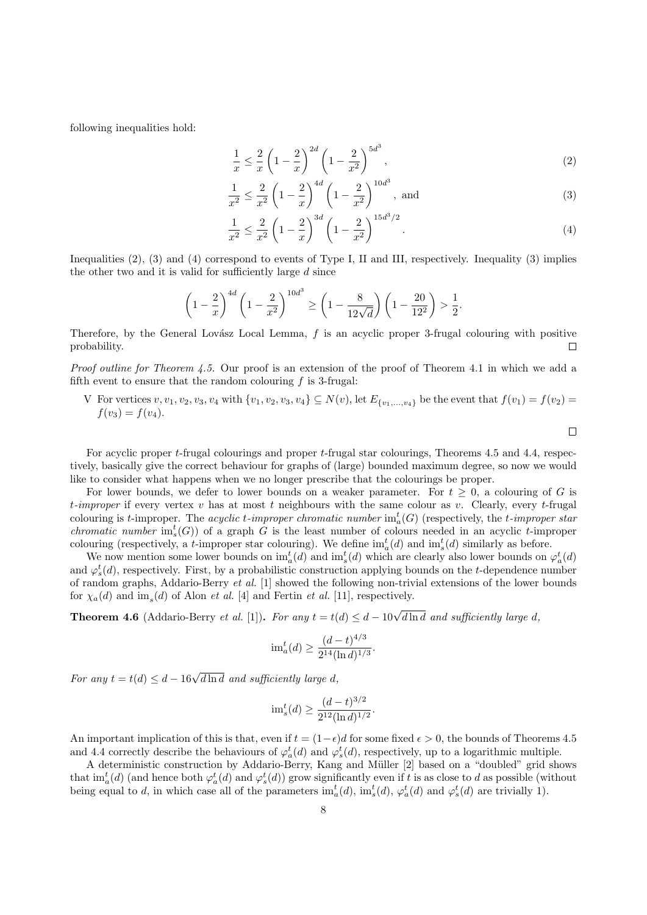following inequalities hold:

$$\frac{1}{x} \leq \frac{2}{x}\left(1-\frac{2}{x}\right)^{2d}\left(1-\frac{2}{x^2}\right)^{5d^3}, \tag{2}$$

$$\frac{1}{x^2} \leq \frac{2}{x^2}\left(1-\frac{2}{x}\right)^{4d}\left(1-\frac{2}{x^2}\right)^{10d^3}, \text{ and} \tag{3}$$

$$\frac{1}{x^2} \leq \frac{2}{x^2}\left(1-\frac{2}{x}\right)^{3d}\left(1-\frac{2}{x^2}\right)^{15d^3/2}. \tag{4}$$

Inequalities (2), (3) and (4) correspond to events of Type I, II and III, respectively. Inequality (3) implies the other two and it is valid for sufficiently large $d$ since

$$\left(1-\frac{2}{x}\right)^{4d}\left(1-\frac{2}{x^2}\right)^{10d^3} \geq \left(1-\frac{8}{12\sqrt{d}}\right)\left(1-\frac{20}{12^2}\right) > \frac{1}{2}.$$

Therefore, by the General Lovász Local Lemma, $f$ is an acyclic proper 3-frugal colouring with positive probability. □

*Proof outline for Theorem 4.5.* Our proof is an extension of the proof of Theorem 4.1 in which we add a fifth event to ensure that the random colouring $f$ is 3-frugal:

V For vertices $v, v_1, v_2, v_3, v_4$ with $\{v_1, v_2, v_3, v_4\} \subseteq N(v)$, let $E_{\{v_1,\ldots,v_4\}}$ be the event that $f(v_1) = f(v_2) = f(v_3) = f(v_4)$.

□

For acyclic proper $t$-frugal colourings and proper $t$-frugal star colourings, Theorems 4.5 and 4.4, respectively, basically give the correct behaviour for graphs of (large) bounded maximum degree, so now we would like to consider what happens when we no longer prescribe that the colourings be proper.

For lower bounds, we defer to lower bounds on a weaker parameter. For $t \geq 0$, a colouring of $G$ is *$t$-improper* if every vertex $v$ has at most $t$ neighbours with the same colour as $v$. Clearly, every $t$-frugal colouring is $t$-improper. The *acyclic $t$-improper chromatic number* $\text{im}_a^t(G)$ (respectively, the *$t$-improper star chromatic number* $\text{im}_s^t(G)$) of a graph $G$ is the least number of colours needed in an acyclic $t$-improper colouring (respectively, a $t$-improper star colouring). We define $\text{im}_a^t(d)$ and $\text{im}_s^t(d)$ similarly as before.

We now mention some lower bounds on $\text{im}_a^t(d)$ and $\text{im}_s^t(d)$ which are clearly also lower bounds on $\varphi_a^t(d)$ and $\varphi_s^t(d)$, respectively. First, by a probabilistic construction applying bounds on the $t$-dependence number of random graphs, Addario-Berry *et al.* [1] showed the following non-trivial extensions of the lower bounds for $\chi_a(d)$ and $\text{im}_s(d)$ of Alon *et al.* [4] and Fertin *et al.* [11], respectively.

**Theorem 4.6** (Addario-Berry *et al.* [1]). *For any $t = t(d) \leq d - 10\sqrt{d \ln d}$ and sufficiently large $d$,*

$$\text{im}_a^t(d) \geq \frac{(d-t)^{4/3}}{2^{14}(\ln d)^{1/3}}.$$

*For any $t = t(d) \leq d - 16\sqrt{d \ln d}$ and sufficiently large $d$,*

$$\text{im}_s^t(d) \geq \frac{(d-t)^{3/2}}{2^{12}(\ln d)^{1/2}}.$$

An important implication of this is that, even if $t = (1-\epsilon)d$ for some fixed $\epsilon > 0$, the bounds of Theorems 4.5 and 4.4 correctly describe the behaviours of $\varphi_a^t(d)$ and $\varphi_s^t(d)$, respectively, up to a logarithmic multiple.

A deterministic construction by Addario-Berry, Kang and Müller [2] based on a "doubled" grid shows that $\text{im}_a^t(d)$ (and hence both $\varphi_a^t(d)$ and $\varphi_s^t(d)$) grow significantly even if $t$ is as close to $d$ as possible (without being equal to $d$, in which case all of the parameters $\text{im}_a^t(d)$, $\text{im}_s^t(d)$, $\varphi_a^t(d)$ and $\varphi_s^t(d)$ are trivially 1).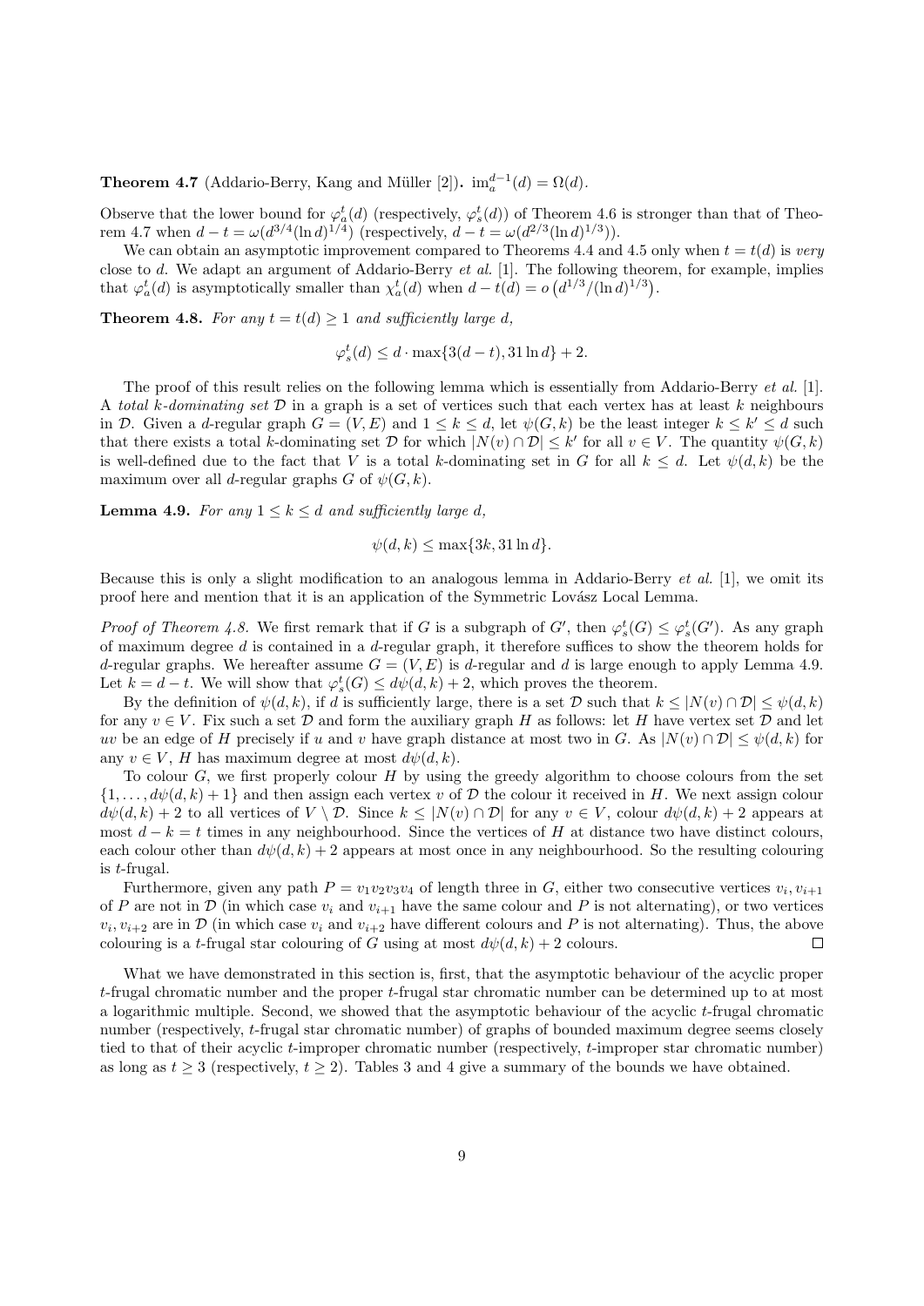**Theorem 4.7** (Addario-Berry, Kang and Müller [2])**.** $\mathrm{im}_a^{d-1}(d) = \Omega(d)$.

Observe that the lower bound for $\varphi_a^t(d)$ (respectively, $\varphi_s^t(d)$) of Theorem 4.6 is stronger than that of Theorem 4.7 when $d - t = \omega(d^{3/4}(\ln d)^{1/4})$ (respectively, $d - t = \omega(d^{2/3}(\ln d)^{1/3})$).

We can obtain an asymptotic improvement compared to Theorems 4.4 and 4.5 only when $t = t(d)$ is *very* close to $d$. We adapt an argument of Addario-Berry *et al.* [1]. The following theorem, for example, implies that $\varphi_a^t(d)$ is asymptotically smaller than $\chi_a^t(d)$ when $d - t(d) = o\left(d^{1/3}/(\ln d)^{1/3}\right)$.

**Theorem 4.8.** *For any $t = t(d) \geq 1$ and sufficiently large $d$,*

$$\varphi_s^t(d) \leq d \cdot \max\{3(d-t), 31 \ln d\} + 2.$$

The proof of this result relies on the following lemma which is essentially from Addario-Berry *et al.* [1]. A *total $k$-dominating set* $\mathcal{D}$ in a graph is a set of vertices such that each vertex has at least $k$ neighbours in $\mathcal{D}$. Given a $d$-regular graph $G = (V, E)$ and $1 \leq k \leq d$, let $\psi(G, k)$ be the least integer $k \leq k' \leq d$ such that there exists a total $k$-dominating set $\mathcal{D}$ for which $|N(v) \cap \mathcal{D}| \leq k'$ for all $v \in V$. The quantity $\psi(G, k)$ is well-defined due to the fact that $V$ is a total $k$-dominating set in $G$ for all $k \leq d$. Let $\psi(d, k)$ be the maximum over all $d$-regular graphs $G$ of $\psi(G, k)$.

**Lemma 4.9.** *For any $1 \leq k \leq d$ and sufficiently large $d$,*

$$\psi(d, k) \leq \max\{3k, 31 \ln d\}.$$

Because this is only a slight modification to an analogous lemma in Addario-Berry *et al.* [1], we omit its proof here and mention that it is an application of the Symmetric Lovász Local Lemma.

*Proof of Theorem 4.8.* We first remark that if $G$ is a subgraph of $G'$, then $\varphi_s^t(G) \leq \varphi_s^t(G')$. As any graph of maximum degree $d$ is contained in a $d$-regular graph, it therefore suffices to show the theorem holds for $d$-regular graphs. We hereafter assume $G = (V, E)$ is $d$-regular and $d$ is large enough to apply Lemma 4.9. Let $k = d - t$. We will show that $\varphi_s^t(G) \leq d\psi(d, k) + 2$, which proves the theorem.

By the definition of $\psi(d, k)$, if $d$ is sufficiently large, there is a set $\mathcal{D}$ such that $k \leq |N(v) \cap \mathcal{D}| \leq \psi(d, k)$ for any $v \in V$. Fix such a set $\mathcal{D}$ and form the auxiliary graph $H$ as follows: let $H$ have vertex set $\mathcal{D}$ and let $uv$ be an edge of $H$ precisely if $u$ and $v$ have graph distance at most two in $G$. As $|N(v) \cap \mathcal{D}| \leq \psi(d, k)$ for any $v \in V$, $H$ has maximum degree at most $d\psi(d, k)$.

To colour $G$, we first properly colour $H$ by using the greedy algorithm to choose colours from the set $\{1, \ldots, d\psi(d, k) + 1\}$ and then assign each vertex $v$ of $\mathcal{D}$ the colour it received in $H$. We next assign colour $d\psi(d, k) + 2$ to all vertices of $V \setminus \mathcal{D}$. Since $k \leq |N(v) \cap \mathcal{D}|$ for any $v \in V$, colour $d\psi(d, k) + 2$ appears at most $d - k = t$ times in any neighbourhood. Since the vertices of $H$ at distance two have distinct colours, each colour other than $d\psi(d, k) + 2$ appears at most once in any neighbourhood. So the resulting colouring is $t$-frugal.

Furthermore, given any path $P = v_1v_2v_3v_4$ of length three in $G$, either two consecutive vertices $v_i, v_{i+1}$ of $P$ are not in $\mathcal{D}$ (in which case $v_i$ and $v_{i+1}$ have the same colour and $P$ is not alternating), or two vertices $v_i, v_{i+2}$ are in $\mathcal{D}$ (in which case $v_i$ and $v_{i+2}$ have different colours and $P$ is not alternating). Thus, the above colouring is a $t$-frugal star colouring of $G$ using at most $d\psi(d, k) + 2$ colours. $\square$

What we have demonstrated in this section is, first, that the asymptotic behaviour of the acyclic proper $t$-frugal chromatic number and the proper $t$-frugal star chromatic number can be determined up to at most a logarithmic multiple. Second, we showed that the asymptotic behaviour of the acyclic $t$-frugal chromatic number (respectively, $t$-frugal star chromatic number) of graphs of bounded maximum degree seems closely tied to that of their acyclic $t$-improper chromatic number (respectively, $t$-improper star chromatic number) as long as $t \geq 3$ (respectively, $t \geq 2$). Tables 3 and 4 give a summary of the bounds we have obtained.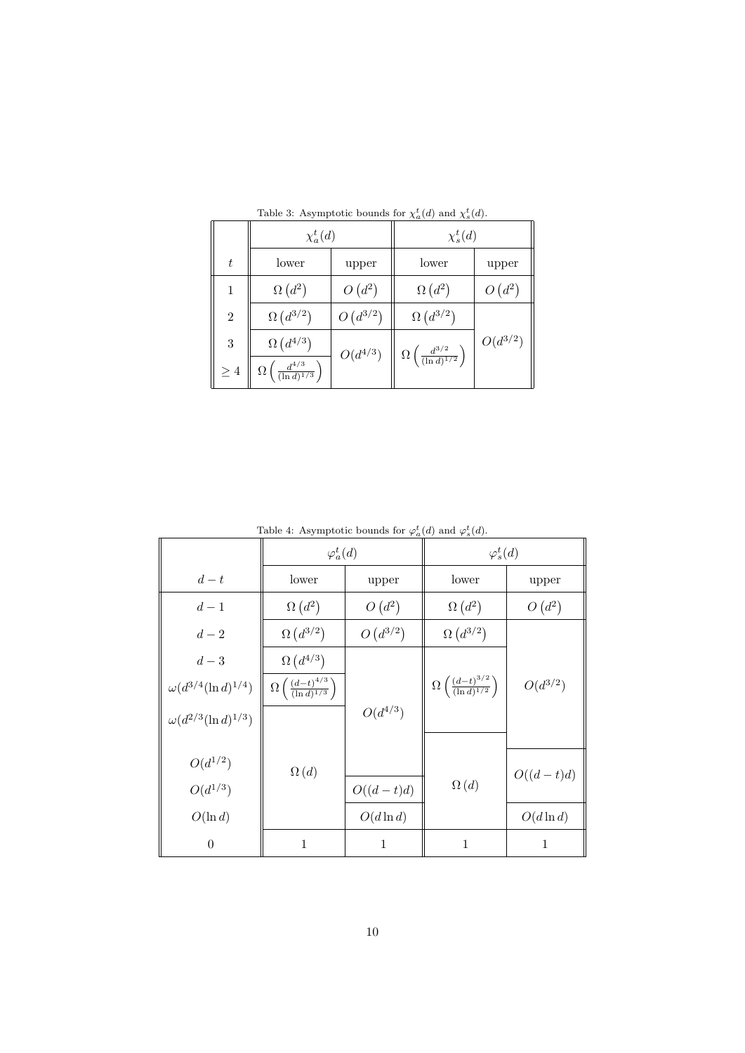Table 3: Asymptotic bounds for $\chi_a^t(d)$ and $\chi_s^t(d)$.

| | $\chi_a^t(d)$ | | $\chi_s^t(d)$ | |
|---|---|---|---|---|
| $t$ | lower | upper | lower | upper |
| 1 | $\Omega\left(d^2\right)$ | $O\left(d^2\right)$ | $\Omega\left(d^2\right)$ | $O\left(d^2\right)$ |
| 2 | $\Omega\left(d^{3/2}\right)$ | $O\left(d^{3/2}\right)$ | $\Omega\left(d^{3/2}\right)$ | $O(d^{3/2})$ |
| 3 | $\Omega\left(d^{4/3}\right)$ | $O(d^{4/3})$ | $\Omega\left(\frac{d^{3/2}}{(\ln d)^{1/2}}\right)$ | $O(d^{3/2})$ |
| $\geq 4$ | $\Omega\left(\frac{d^{4/3}}{(\ln d)^{1/3}}\right)$ | $O(d^{4/3})$ | $\Omega\left(\frac{d^{3/2}}{(\ln d)^{1/2}}\right)$ | $O(d^{3/2})$ |

Table 4: Asymptotic bounds for $\varphi_a^t(d)$ and $\varphi_s^t(d)$.

| | $\varphi_a^t(d)$ | | $\varphi_s^t(d)$ | |
|---|---|---|---|---|
| $d-t$ | lower | upper | lower | upper |
| $d-1$ | $\Omega\left(d^2\right)$ | $O\left(d^2\right)$ | $\Omega\left(d^2\right)$ | $O\left(d^2\right)$ |
| $d-2$ | $\Omega\left(d^{3/2}\right)$ | $O\left(d^{3/2}\right)$ | $\Omega\left(d^{3/2}\right)$ | $O(d^{3/2})$ |
| $d-3$ | $\Omega\left(d^{4/3}\right)$ | $O(d^{4/3})$ | $\Omega\left(\frac{(d-t)^{3/2}}{(\ln d)^{1/2}}\right)$ | $O(d^{3/2})$ |
| $\omega(d^{3/4}(\ln d)^{1/4})$ | $\Omega\left(\frac{(d-t)^{4/3}}{(\ln d)^{1/3}}\right)$ | $O(d^{4/3})$ | $\Omega\left(\frac{(d-t)^{3/2}}{(\ln d)^{1/2}}\right)$ | $O(d^{3/2})$ |
| $\omega(d^{2/3}(\ln d)^{1/3})$ | $\Omega\left(d\right)$ | $O(d^{4/3})$ | $\Omega\left(\frac{(d-t)^{3/2}}{(\ln d)^{1/2}}\right)$ | $O(d^{3/2})$ |
| $O(d^{1/2})$ | $\Omega\left(d\right)$ | $O(d^{4/3})$ | $\Omega\left(d\right)$ | $O((d-t)d)$ |
| $O(d^{1/3})$ | $\Omega\left(d\right)$ | $O((d-t)d)$ | $\Omega\left(d\right)$ | $O((d-t)d)$ |
| $O(\ln d)$ | $\Omega\left(d\right)$ | $O(d\ln d)$ | $\Omega\left(d\right)$ | $O(d\ln d)$ |
| $0$ | $1$ | $1$ | $1$ | $1$ |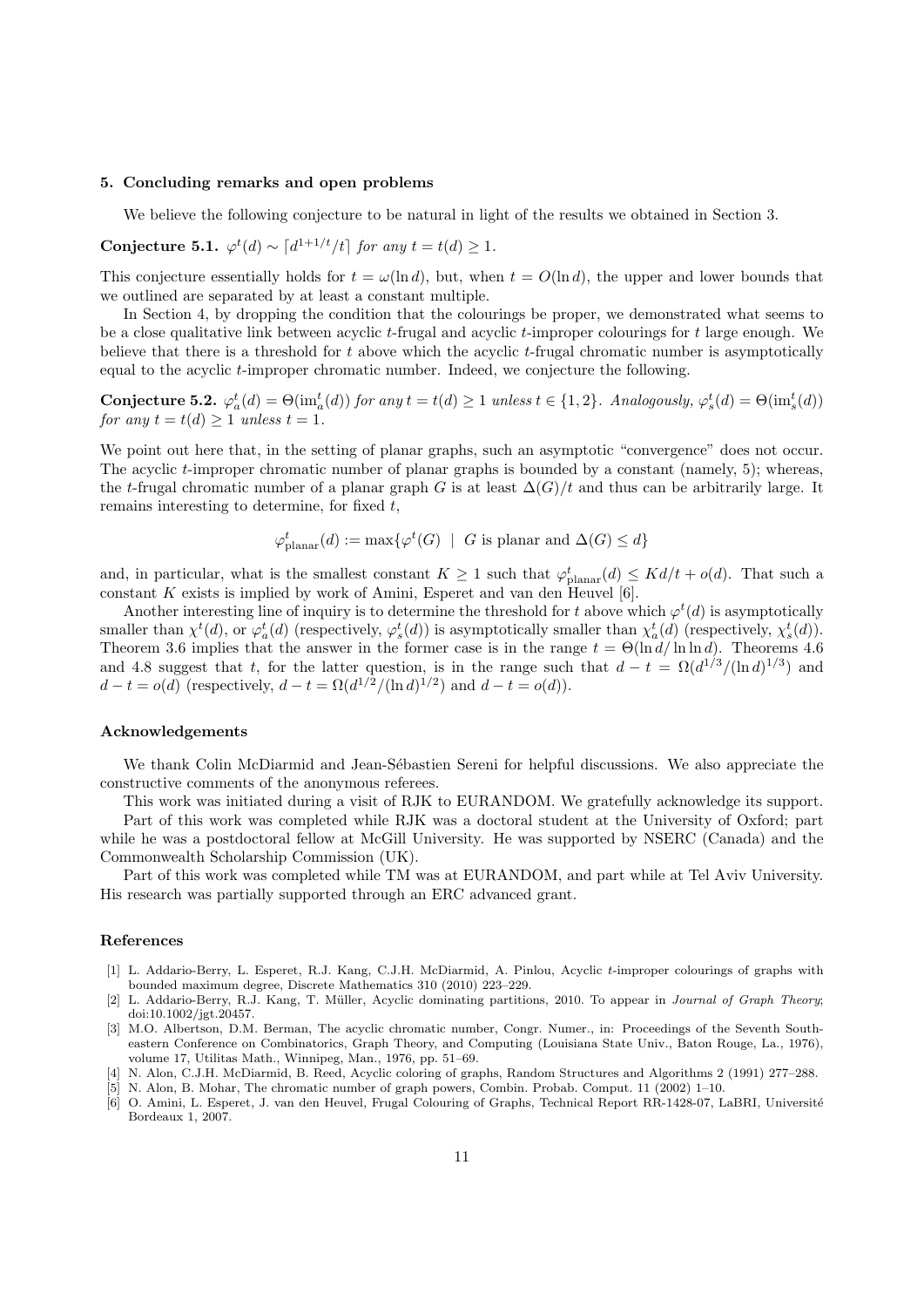## 5. Concluding remarks and open problems

We believe the following conjecture to be natural in light of the results we obtained in Section 3.

**Conjecture 5.1.** *$\varphi^t(d) \sim \lceil d^{1+1/t}/t \rceil$ for any $t = t(d) \geq 1$.*

This conjecture essentially holds for $t = \omega(\ln d)$, but, when $t = O(\ln d)$, the upper and lower bounds that we outlined are separated by at least a constant multiple.

In Section 4, by dropping the condition that the colourings be proper, we demonstrated what seems to be a close qualitative link between acyclic $t$-frugal and acyclic $t$-improper colourings for $t$ large enough. We believe that there is a threshold for $t$ above which the acyclic $t$-frugal chromatic number is asymptotically equal to the acyclic $t$-improper chromatic number. Indeed, we conjecture the following.

**Conjecture 5.2.** *$\varphi^t_a(d) = \Theta(\mathrm{im}^t_a(d))$ for any $t = t(d) \geq 1$ unless $t \in \{1, 2\}$. Analogously, $\varphi^t_s(d) = \Theta(\mathrm{im}^t_s(d))$ for any $t = t(d) \geq 1$ unless $t = 1$.*

We point out here that, in the setting of planar graphs, such an asymptotic "convergence" does not occur. The acyclic $t$-improper chromatic number of planar graphs is bounded by a constant (namely, 5); whereas, the $t$-frugal chromatic number of a planar graph $G$ is at least $\Delta(G)/t$ and thus can be arbitrarily large. It remains interesting to determine, for fixed $t$,

$$\varphi^t_{\mathrm{planar}}(d) := \max\{\varphi^t(G) \mid G \text{ is planar and } \Delta(G) \leq d\}$$

and, in particular, what is the smallest constant $K \geq 1$ such that $\varphi^t_{\mathrm{planar}}(d) \leq Kd/t + o(d)$. That such a constant $K$ exists is implied by work of Amini, Esperet and van den Heuvel [6].

Another interesting line of inquiry is to determine the threshold for $t$ above which $\varphi^t(d)$ is asymptotically smaller than $\chi^t(d)$, or $\varphi^t_a(d)$ (respectively, $\varphi^t_s(d)$) is asymptotically smaller than $\chi^t_a(d)$ (respectively, $\chi^t_s(d)$). Theorem 3.6 implies that the answer in the former case is in the range $t = \Theta(\ln d/\ln\ln d)$. Theorems 4.6 and 4.8 suggest that $t$, for the latter question, is in the range such that $d - t = \Omega(d^{1/3}/(\ln d)^{1/3})$ and $d - t = o(d)$ (respectively, $d - t = \Omega(d^{1/2}/(\ln d)^{1/2})$ and $d - t = o(d)$).

### Acknowledgements

We thank Colin McDiarmid and Jean-Sébastien Sereni for helpful discussions. We also appreciate the constructive comments of the anonymous referees.

This work was initiated during a visit of RJK to EURANDOM. We gratefully acknowledge its support.

Part of this work was completed while RJK was a doctoral student at the University of Oxford; part while he was a postdoctoral fellow at McGill University. He was supported by NSERC (Canada) and the Commonwealth Scholarship Commission (UK).

Part of this work was completed while TM was at EURANDOM, and part while at Tel Aviv University. His research was partially supported through an ERC advanced grant.

### References

[1] L. Addario-Berry, L. Esperet, R.J. Kang, C.J.H. McDiarmid, A. Pinlou, Acyclic $t$-improper colourings of graphs with bounded maximum degree, Discrete Mathematics 310 (2010) 223–229.

[2] L. Addario-Berry, R.J. Kang, T. Müller, Acyclic dominating partitions, 2010. To appear in *Journal of Graph Theory*; doi:10.1002/jgt.20457.

[3] M.O. Albertson, D.M. Berman, The acyclic chromatic number, Congr. Numer., in: Proceedings of the Seventh Southeastern Conference on Combinatorics, Graph Theory, and Computing (Louisiana State Univ., Baton Rouge, La., 1976), volume 17, Utilitas Math., Winnipeg, Man., 1976, pp. 51–69.

[4] N. Alon, C.J.H. McDiarmid, B. Reed, Acyclic coloring of graphs, Random Structures and Algorithms 2 (1991) 277–288.

[5] N. Alon, B. Mohar, The chromatic number of graph powers, Combin. Probab. Comput. 11 (2002) 1–10.

[6] O. Amini, L. Esperet, J. van den Heuvel, Frugal Colouring of Graphs, Technical Report RR-1428-07, LaBRI, Université Bordeaux 1, 2007.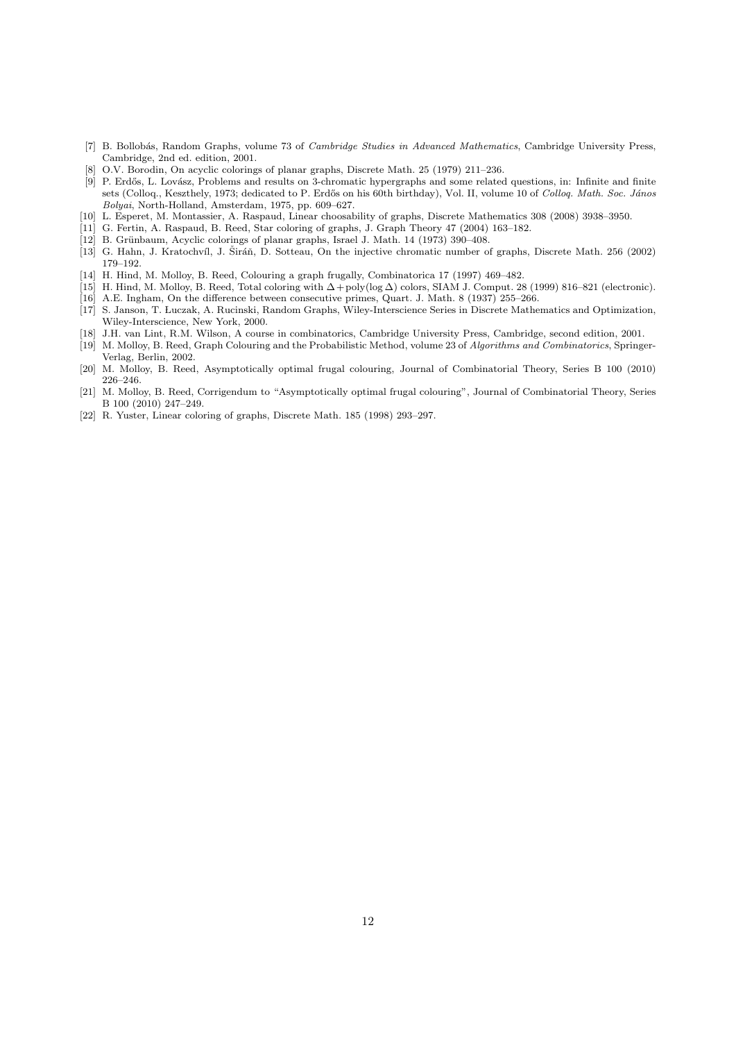[7] B. Bollobás, Random Graphs, volume 73 of *Cambridge Studies in Advanced Mathematics*, Cambridge University Press, Cambridge, 2nd ed. edition, 2001.

[8] O.V. Borodin, On acyclic colorings of planar graphs, Discrete Math. 25 (1979) 211–236.

[9] P. Erdős, L. Lovász, Problems and results on 3-chromatic hypergraphs and some related questions, in: Infinite and finite sets (Colloq., Keszthely, 1973; dedicated to P. Erdős on his 60th birthday), Vol. II, volume 10 of *Colloq. Math. Soc. János Bolyai*, North-Holland, Amsterdam, 1975, pp. 609–627.

[10] L. Esperet, M. Montassier, A. Raspaud, Linear choosability of graphs, Discrete Mathematics 308 (2008) 3938–3950.

[11] G. Fertin, A. Raspaud, B. Reed, Star coloring of graphs, J. Graph Theory 47 (2004) 163–182.

[12] B. Grünbaum, Acyclic colorings of planar graphs, Israel J. Math. 14 (1973) 390–408.

[13] G. Hahn, J. Kratochvíl, J. Širáň, D. Sotteau, On the injective chromatic number of graphs, Discrete Math. 256 (2002) 179–192.

[14] H. Hind, M. Molloy, B. Reed, Colouring a graph frugally, Combinatorica 17 (1997) 469–482.

[15] H. Hind, M. Molloy, B. Reed, Total coloring with $\Delta + \mathrm{poly}(\log \Delta)$ colors, SIAM J. Comput. 28 (1999) 816–821 (electronic).

[16] A.E. Ingham, On the difference between consecutive primes, Quart. J. Math. 8 (1937) 255–266.

[17] S. Janson, T. Łuczak, A. Rucinski, Random Graphs, Wiley-Interscience Series in Discrete Mathematics and Optimization, Wiley-Interscience, New York, 2000.

[18] J.H. van Lint, R.M. Wilson, A course in combinatorics, Cambridge University Press, Cambridge, second edition, 2001.

[19] M. Molloy, B. Reed, Graph Colouring and the Probabilistic Method, volume 23 of *Algorithms and Combinatorics*, Springer-Verlag, Berlin, 2002.

[20] M. Molloy, B. Reed, Asymptotically optimal frugal colouring, Journal of Combinatorial Theory, Series B 100 (2010) 226–246.

[21] M. Molloy, B. Reed, Corrigendum to "Asymptotically optimal frugal colouring", Journal of Combinatorial Theory, Series B 100 (2010) 247–249.

[22] R. Yuster, Linear coloring of graphs, Discrete Math. 185 (1998) 293–297.